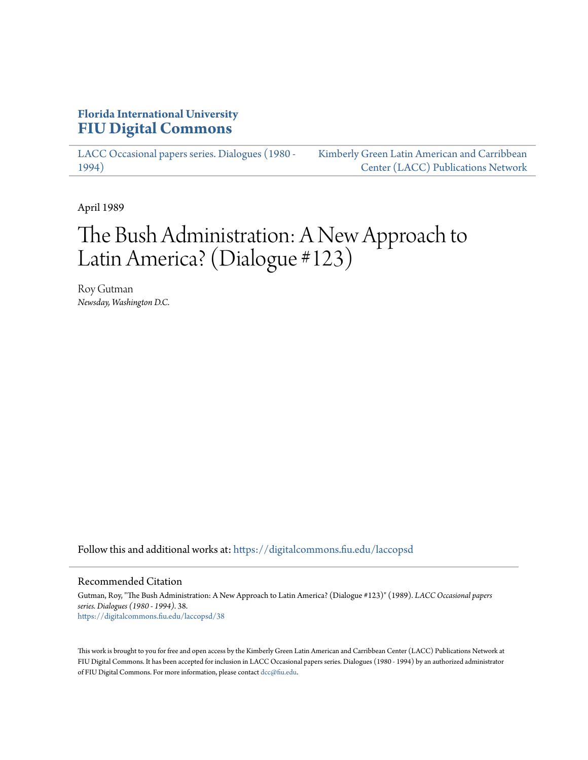Florida International University
**FIU Digital Commons**

LACC Occasional papers series. Dialogues (1980 - 1994)

Kimberly Green Latin American and Carribbean Center (LACC) Publications Network

April 1989

# The Bush Administration: A New Approach to Latin America? (Dialogue #123)

Roy Gutman
*Newsday, Washington D.C.*

Follow this and additional works at: https://digitalcommons.fiu.edu/laccopsd

## Recommended Citation

Gutman, Roy, "The Bush Administration: A New Approach to Latin America? (Dialogue #123)" (1989). *LACC Occasional papers series. Dialogues (1980 - 1994)*. 38.
https://digitalcommons.fiu.edu/laccopsd/38

This work is brought to you for free and open access by the Kimberly Green Latin American and Carribbean Center (LACC) Publications Network at FIU Digital Commons. It has been accepted for inclusion in LACC Occasional papers series. Dialogues (1980 - 1994) by an authorized administrator of FIU Digital Commons. For more information, please contact dcc@fiu.edu.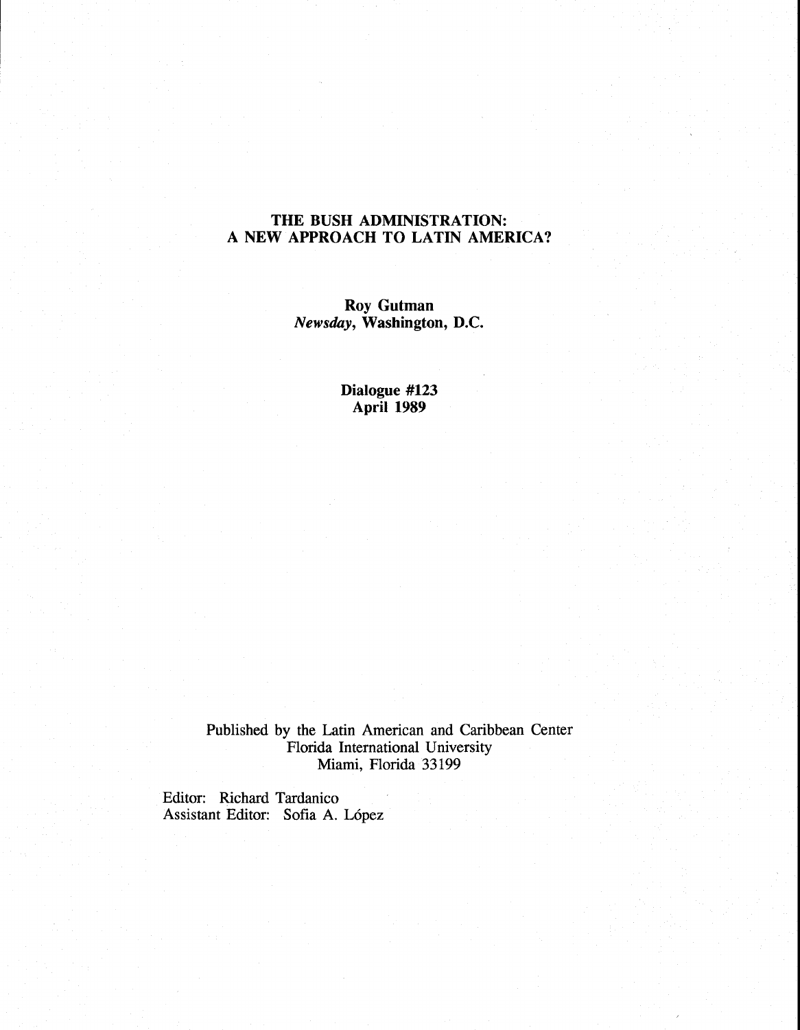# THE BUSH ADMINISTRATION:
# A NEW APPROACH TO LATIN AMERICA?

**Roy Gutman**
***Newsday*, Washington, D.C.**

**Dialogue #123**
**April 1989**

Published by the Latin American and Caribbean Center
Florida International University
Miami, Florida 33199

Editor: Richard Tardanico
Assistant Editor: Sofia A. López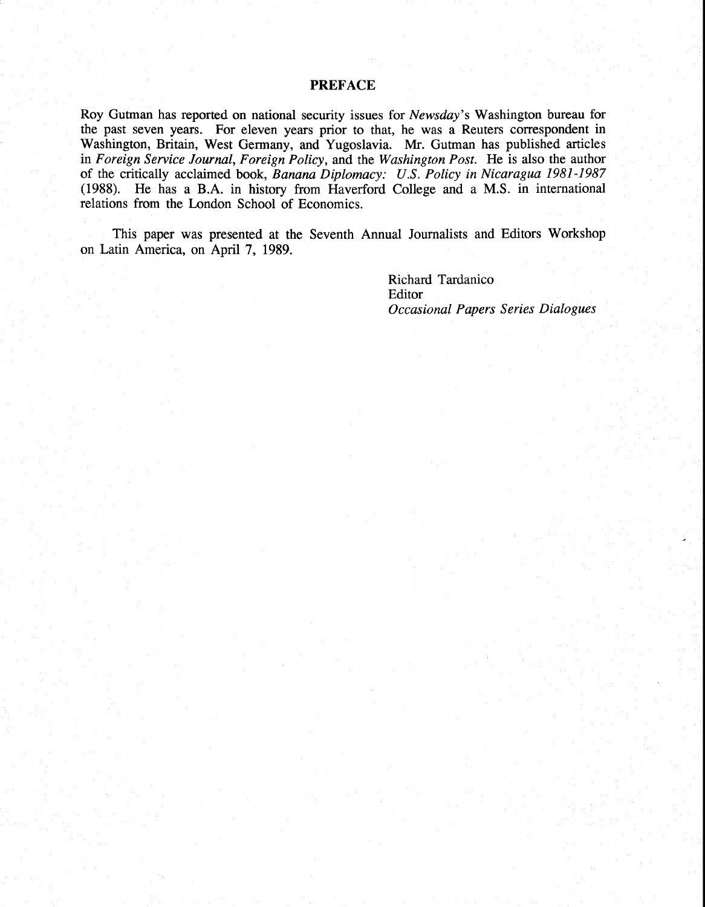## PREFACE

Roy Gutman has reported on national security issues for *Newsday*'s Washington bureau for the past seven years. For eleven years prior to that, he was a Reuters correspondent in Washington, Britain, West Germany, and Yugoslavia. Mr. Gutman has published articles in *Foreign Service Journal*, *Foreign Policy*, and the *Washington Post*. He is also the author of the critically acclaimed book, *Banana Diplomacy: U.S. Policy in Nicaragua 1981-1987* (1988). He has a B.A. in history from Haverford College and a M.S. in international relations from the London School of Economics.

This paper was presented at the Seventh Annual Journalists and Editors Workshop on Latin America, on April 7, 1989.

Richard Tardanico
Editor
*Occasional Papers Series Dialogues*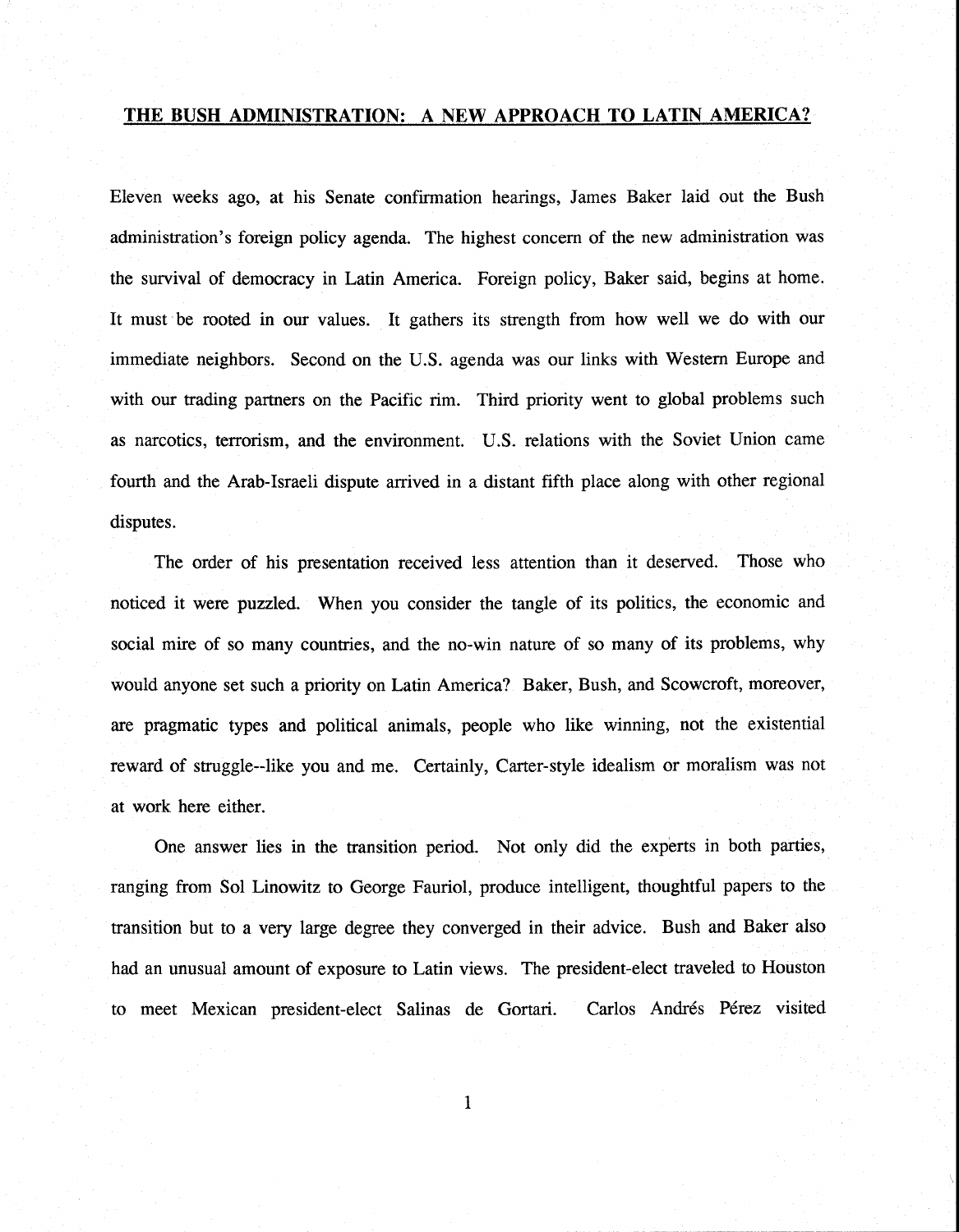**THE BUSH ADMINISTRATION: A NEW APPROACH TO LATIN AMERICA?**

Eleven weeks ago, at his Senate confirmation hearings, James Baker laid out the Bush administration's foreign policy agenda. The highest concern of the new administration was the survival of democracy in Latin America. Foreign policy, Baker said, begins at home. It must be rooted in our values. It gathers its strength from how well we do with our immediate neighbors. Second on the U.S. agenda was our links with Western Europe and with our trading partners on the Pacific rim. Third priority went to global problems such as narcotics, terrorism, and the environment. U.S. relations with the Soviet Union came fourth and the Arab-Israeli dispute arrived in a distant fifth place along with other regional disputes.

The order of his presentation received less attention than it deserved. Those who noticed it were puzzled. When you consider the tangle of its politics, the economic and social mire of so many countries, and the no-win nature of so many of its problems, why would anyone set such a priority on Latin America? Baker, Bush, and Scowcroft, moreover, are pragmatic types and political animals, people who like winning, not the existential reward of struggle--like you and me. Certainly, Carter-style idealism or moralism was not at work here either.

One answer lies in the transition period. Not only did the experts in both parties, ranging from Sol Linowitz to George Fauriol, produce intelligent, thoughtful papers to the transition but to a very large degree they converged in their advice. Bush and Baker also had an unusual amount of exposure to Latin views. The president-elect traveled to Houston to meet Mexican president-elect Salinas de Gortari. Carlos Andrés Pérez visited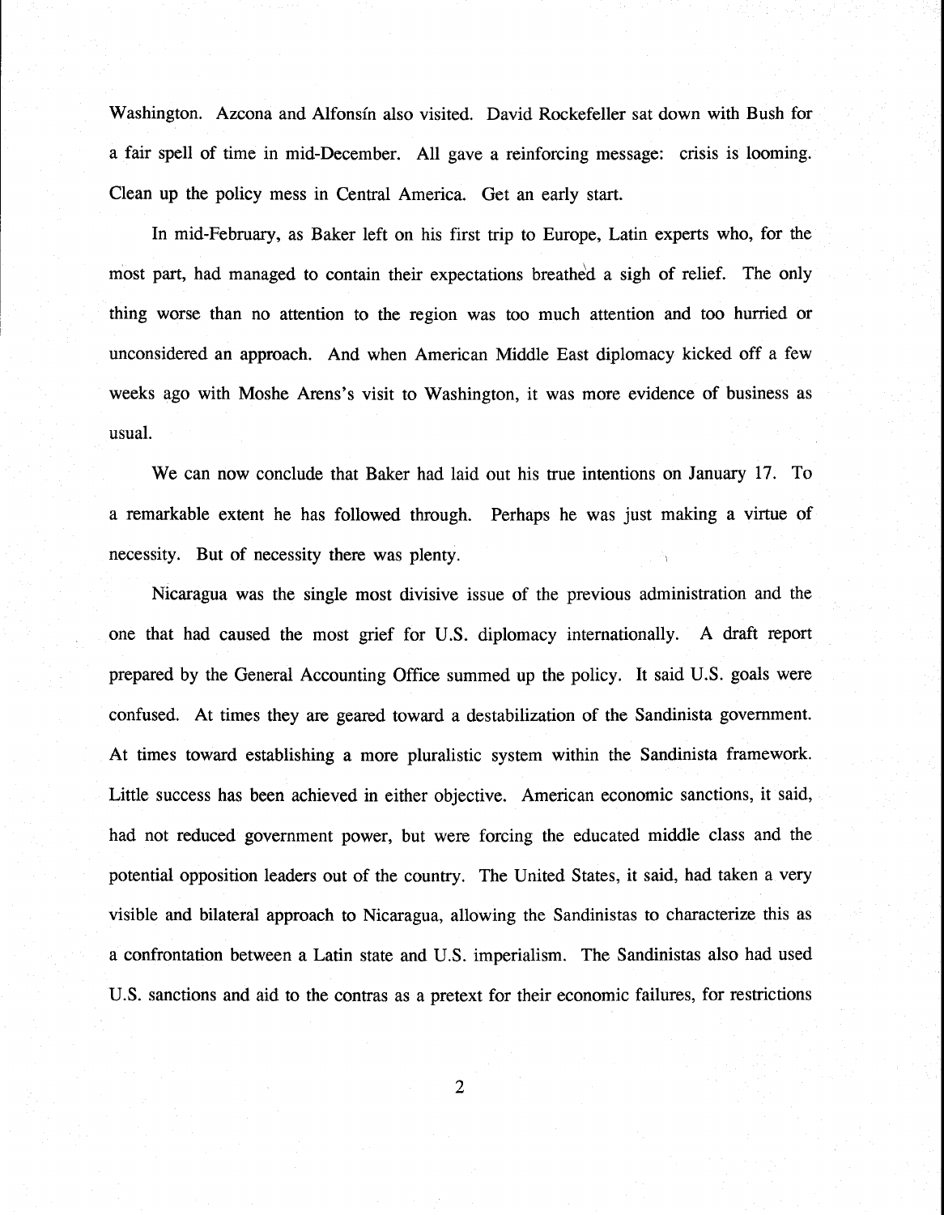Washington. Azcona and Alfonsín also visited. David Rockefeller sat down with Bush for a fair spell of time in mid-December. All gave a reinforcing message: crisis is looming. Clean up the policy mess in Central America. Get an early start.

In mid-February, as Baker left on his first trip to Europe, Latin experts who, for the most part, had managed to contain their expectations breathed a sigh of relief. The only thing worse than no attention to the region was too much attention and too hurried or unconsidered an approach. And when American Middle East diplomacy kicked off a few weeks ago with Moshe Arens's visit to Washington, it was more evidence of business as usual.

We can now conclude that Baker had laid out his true intentions on January 17. To a remarkable extent he has followed through. Perhaps he was just making a virtue of necessity. But of necessity there was plenty.

Nicaragua was the single most divisive issue of the previous administration and the one that had caused the most grief for U.S. diplomacy internationally. A draft report prepared by the General Accounting Office summed up the policy. It said U.S. goals were confused. At times they are geared toward a destabilization of the Sandinista government. At times toward establishing a more pluralistic system within the Sandinista framework. Little success has been achieved in either objective. American economic sanctions, it said, had not reduced government power, but were forcing the educated middle class and the potential opposition leaders out of the country. The United States, it said, had taken a very visible and bilateral approach to Nicaragua, allowing the Sandinistas to characterize this as a confrontation between a Latin state and U.S. imperialism. The Sandinistas also had used U.S. sanctions and aid to the contras as a pretext for their economic failures, for restrictions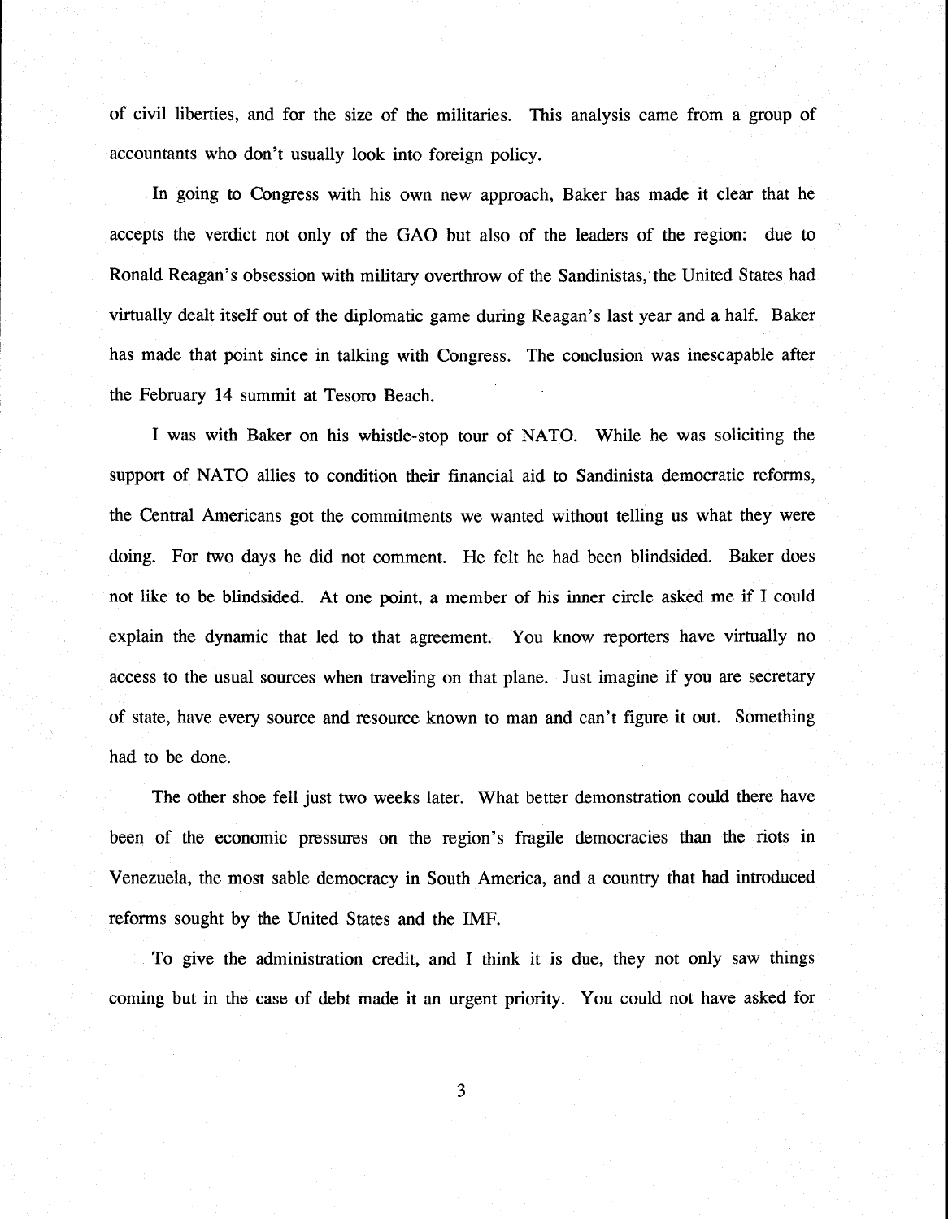of civil liberties, and for the size of the militaries. This analysis came from a group of accountants who don't usually look into foreign policy.

In going to Congress with his own new approach, Baker has made it clear that he accepts the verdict not only of the GAO but also of the leaders of the region: due to Ronald Reagan's obsession with military overthrow of the Sandinistas, the United States had virtually dealt itself out of the diplomatic game during Reagan's last year and a half. Baker has made that point since in talking with Congress. The conclusion was inescapable after the February 14 summit at Tesoro Beach.

I was with Baker on his whistle-stop tour of NATO. While he was soliciting the support of NATO allies to condition their financial aid to Sandinista democratic reforms, the Central Americans got the commitments we wanted without telling us what they were doing. For two days he did not comment. He felt he had been blindsided. Baker does not like to be blindsided. At one point, a member of his inner circle asked me if I could explain the dynamic that led to that agreement. You know reporters have virtually no access to the usual sources when traveling on that plane. Just imagine if you are secretary of state, have every source and resource known to man and can't figure it out. Something had to be done.

The other shoe fell just two weeks later. What better demonstration could there have been of the economic pressures on the region's fragile democracies than the riots in Venezuela, the most sable democracy in South America, and a country that had introduced reforms sought by the United States and the IMF.

To give the administration credit, and I think it is due, they not only saw things coming but in the case of debt made it an urgent priority. You could not have asked for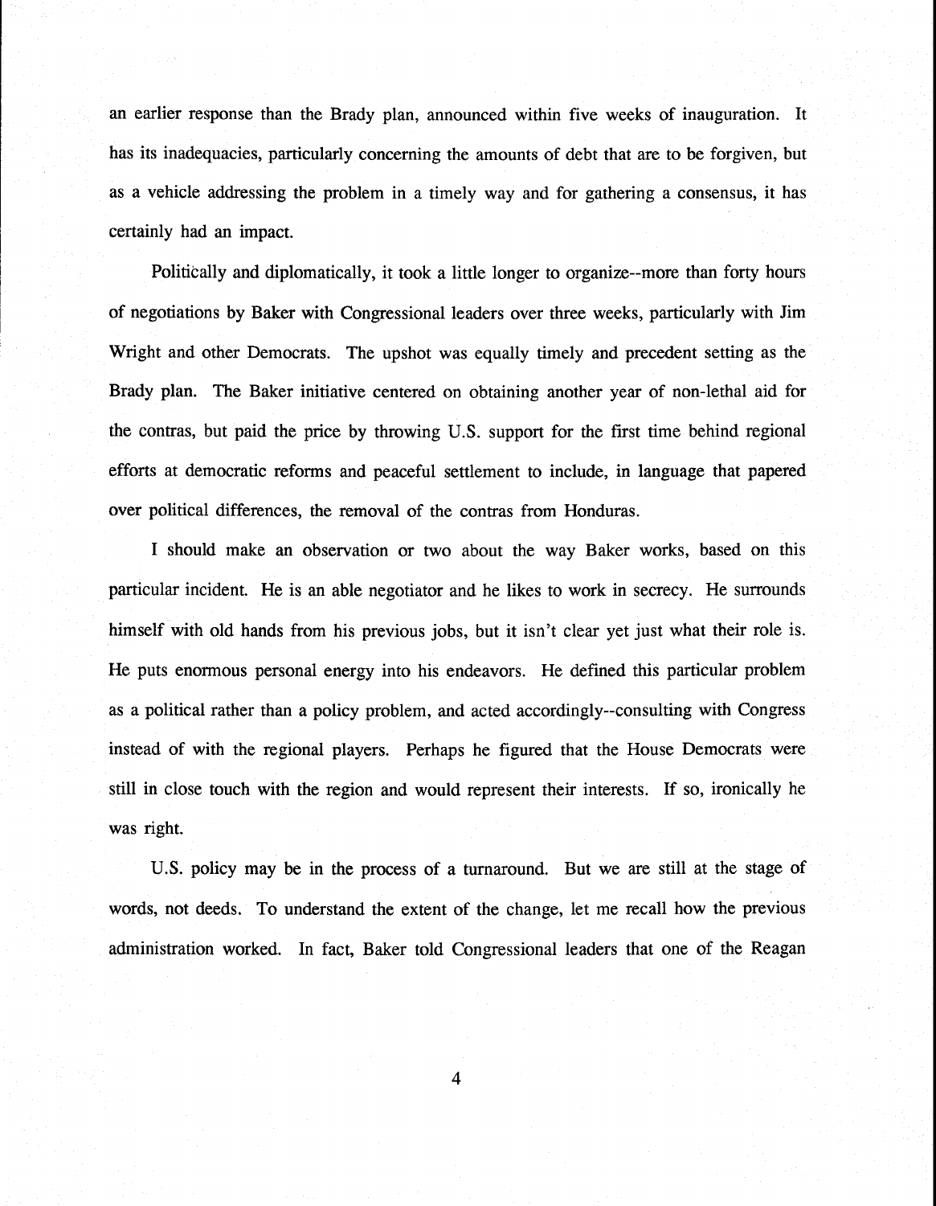an earlier response than the Brady plan, announced within five weeks of inauguration. It has its inadequacies, particularly concerning the amounts of debt that are to be forgiven, but as a vehicle addressing the problem in a timely way and for gathering a consensus, it has certainly had an impact.

Politically and diplomatically, it took a little longer to organize--more than forty hours of negotiations by Baker with Congressional leaders over three weeks, particularly with Jim Wright and other Democrats. The upshot was equally timely and precedent setting as the Brady plan. The Baker initiative centered on obtaining another year of non-lethal aid for the contras, but paid the price by throwing U.S. support for the first time behind regional efforts at democratic reforms and peaceful settlement to include, in language that papered over political differences, the removal of the contras from Honduras.

I should make an observation or two about the way Baker works, based on this particular incident. He is an able negotiator and he likes to work in secrecy. He surrounds himself with old hands from his previous jobs, but it isn't clear yet just what their role is. He puts enormous personal energy into his endeavors. He defined this particular problem as a political rather than a policy problem, and acted accordingly--consulting with Congress instead of with the regional players. Perhaps he figured that the House Democrats were still in close touch with the region and would represent their interests. If so, ironically he was right.

U.S. policy may be in the process of a turnaround. But we are still at the stage of words, not deeds. To understand the extent of the change, let me recall how the previous administration worked. In fact, Baker told Congressional leaders that one of the Reagan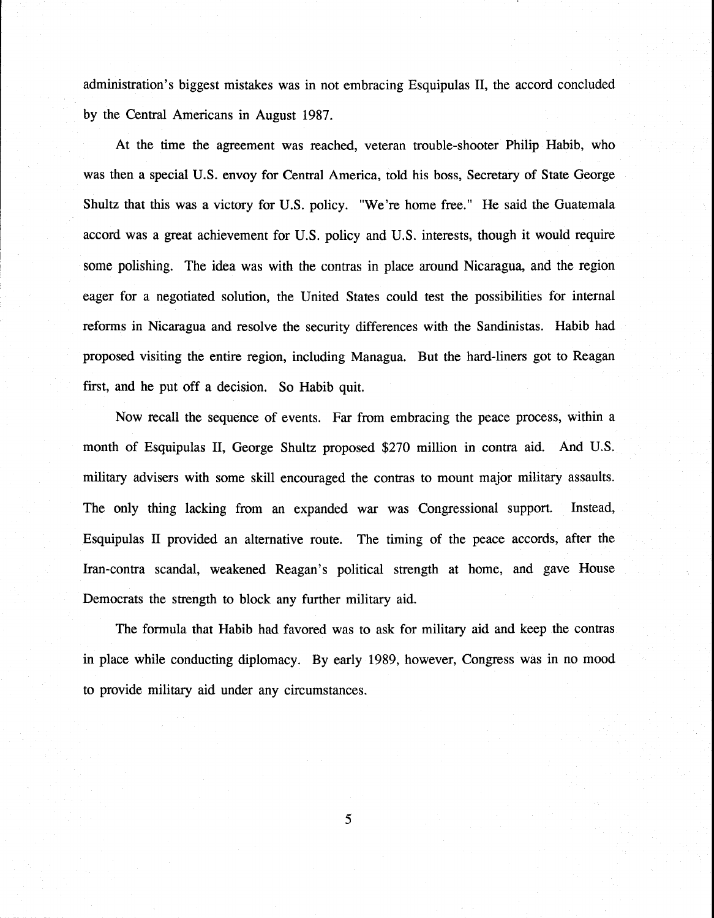administration's biggest mistakes was in not embracing Esquipulas II, the accord concluded by the Central Americans in August 1987.

At the time the agreement was reached, veteran trouble-shooter Philip Habib, who was then a special U.S. envoy for Central America, told his boss, Secretary of State George Shultz that this was a victory for U.S. policy. "We're home free." He said the Guatemala accord was a great achievement for U.S. policy and U.S. interests, though it would require some polishing. The idea was with the contras in place around Nicaragua, and the region eager for a negotiated solution, the United States could test the possibilities for internal reforms in Nicaragua and resolve the security differences with the Sandinistas. Habib had proposed visiting the entire region, including Managua. But the hard-liners got to Reagan first, and he put off a decision. So Habib quit.

Now recall the sequence of events. Far from embracing the peace process, within a month of Esquipulas II, George Shultz proposed $270 million in contra aid. And U.S. military advisers with some skill encouraged the contras to mount major military assaults. The only thing lacking from an expanded war was Congressional support. Instead, Esquipulas II provided an alternative route. The timing of the peace accords, after the Iran-contra scandal, weakened Reagan's political strength at home, and gave House Democrats the strength to block any further military aid.

The formula that Habib had favored was to ask for military aid and keep the contras in place while conducting diplomacy. By early 1989, however, Congress was in no mood to provide military aid under any circumstances.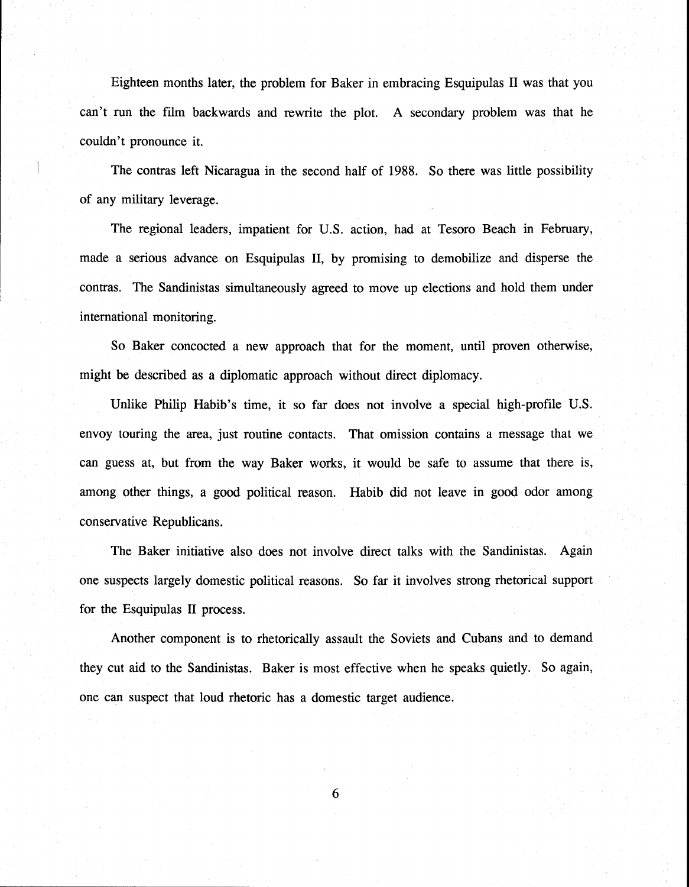Eighteen months later, the problem for Baker in embracing Esquipulas II was that you can't run the film backwards and rewrite the plot. A secondary problem was that he couldn't pronounce it.

The contras left Nicaragua in the second half of 1988. So there was little possibility of any military leverage.

The regional leaders, impatient for U.S. action, had at Tesoro Beach in February, made a serious advance on Esquipulas II, by promising to demobilize and disperse the contras. The Sandinistas simultaneously agreed to move up elections and hold them under international monitoring.

So Baker concocted a new approach that for the moment, until proven otherwise, might be described as a diplomatic approach without direct diplomacy.

Unlike Philip Habib's time, it so far does not involve a special high-profile U.S. envoy touring the area, just routine contacts. That omission contains a message that we can guess at, but from the way Baker works, it would be safe to assume that there is, among other things, a good political reason. Habib did not leave in good odor among conservative Republicans.

The Baker initiative also does not involve direct talks with the Sandinistas. Again one suspects largely domestic political reasons. So far it involves strong rhetorical support for the Esquipulas II process.

Another component is to rhetorically assault the Soviets and Cubans and to demand they cut aid to the Sandinistas. Baker is most effective when he speaks quietly. So again, one can suspect that loud rhetoric has a domestic target audience.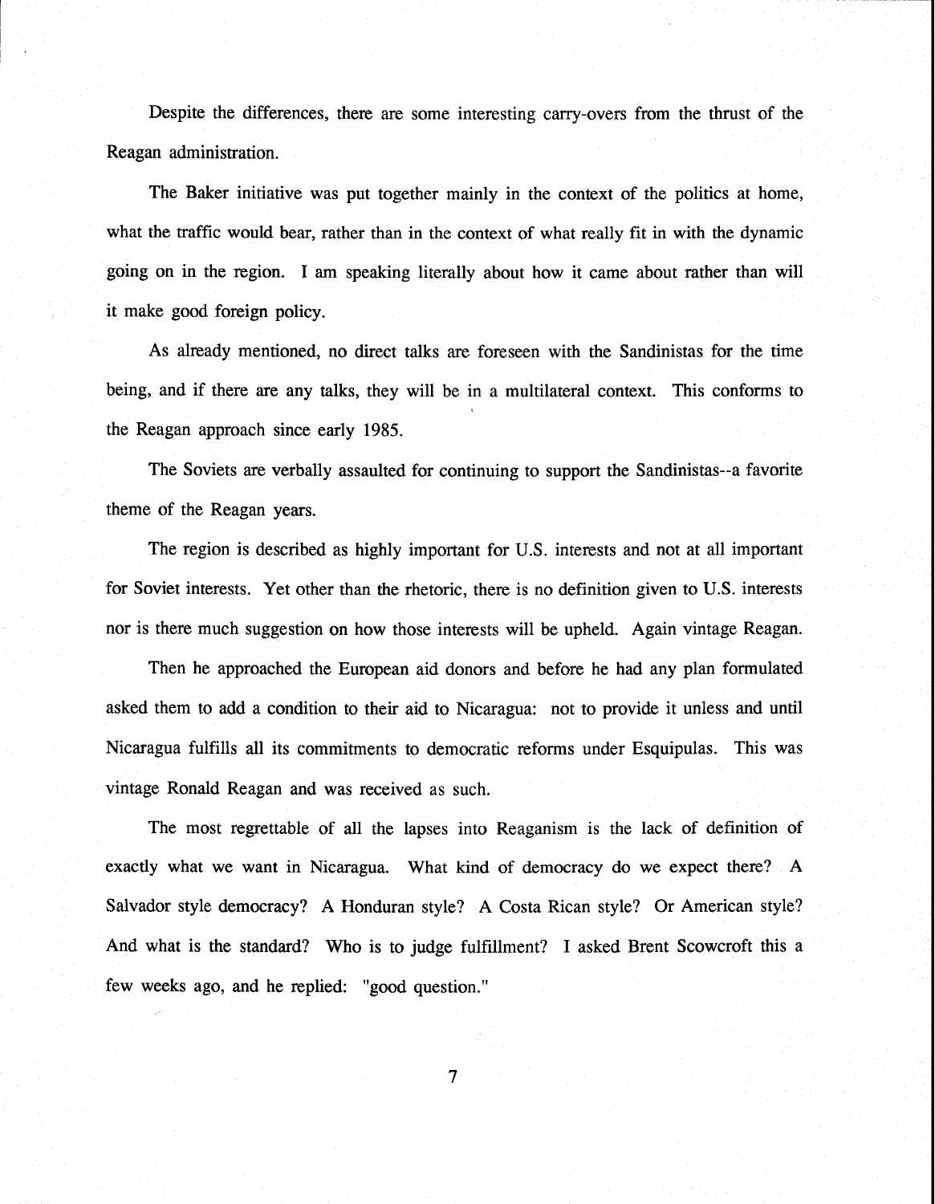Despite the differences, there are some interesting carry-overs from the thrust of the Reagan administration.

The Baker initiative was put together mainly in the context of the politics at home, what the traffic would bear, rather than in the context of what really fit in with the dynamic going on in the region. I am speaking literally about how it came about rather than will it make good foreign policy.

As already mentioned, no direct talks are foreseen with the Sandinistas for the time being, and if there are any talks, they will be in a multilateral context. This conforms to the Reagan approach since early 1985.

The Soviets are verbally assaulted for continuing to support the Sandinistas--a favorite theme of the Reagan years.

The region is described as highly important for U.S. interests and not at all important for Soviet interests. Yet other than the rhetoric, there is no definition given to U.S. interests nor is there much suggestion on how those interests will be upheld. Again vintage Reagan.

Then he approached the European aid donors and before he had any plan formulated asked them to add a condition to their aid to Nicaragua: not to provide it unless and until Nicaragua fulfills all its commitments to democratic reforms under Esquipulas. This was vintage Ronald Reagan and was received as such.

The most regrettable of all the lapses into Reaganism is the lack of definition of exactly what we want in Nicaragua. What kind of democracy do we expect there? A Salvador style democracy? A Honduran style? A Costa Rican style? Or American style? And what is the standard? Who is to judge fulfillment? I asked Brent Scowcroft this a few weeks ago, and he replied: "good question."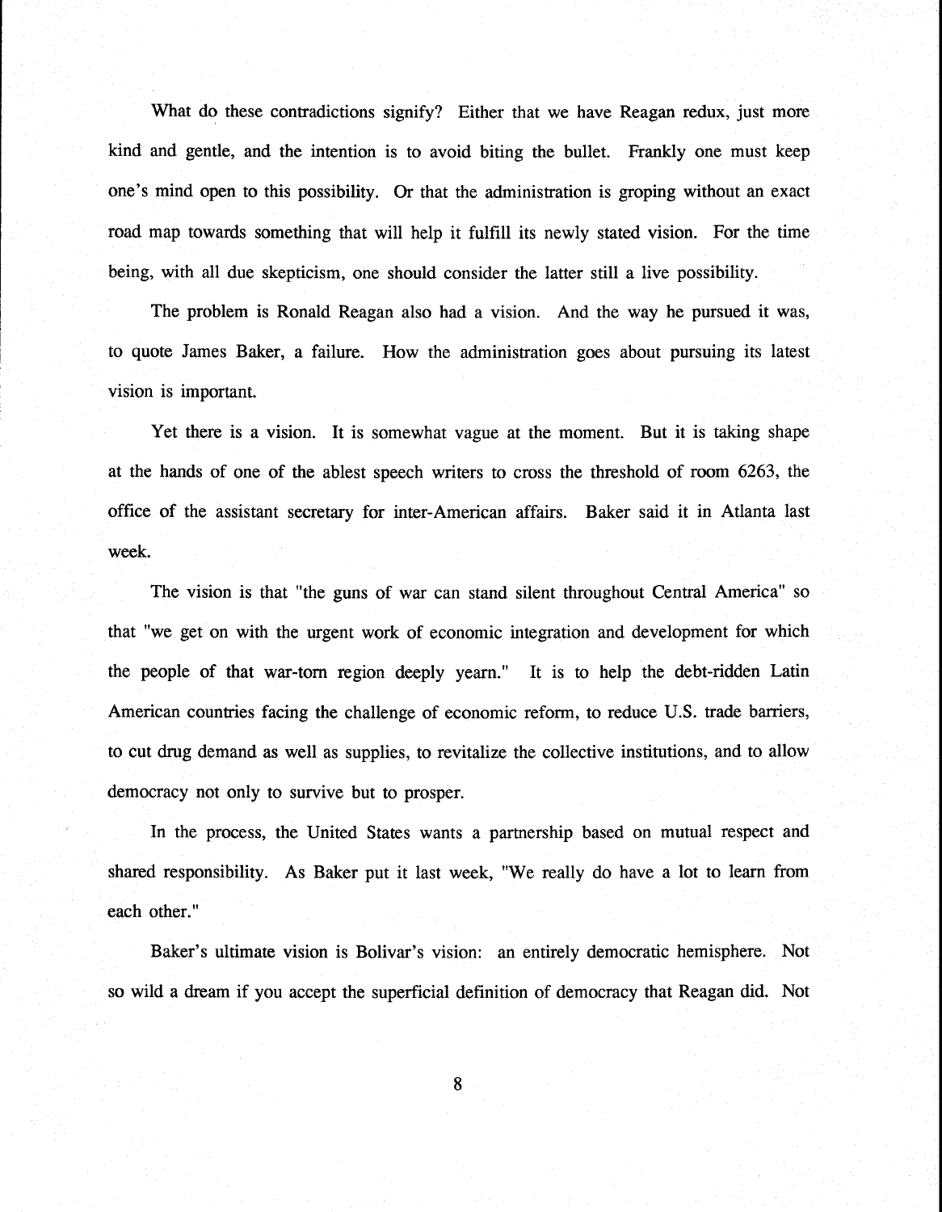What do these contradictions signify? Either that we have Reagan redux, just more kind and gentle, and the intention is to avoid biting the bullet. Frankly one must keep one's mind open to this possibility. Or that the administration is groping without an exact road map towards something that will help it fulfill its newly stated vision. For the time being, with all due skepticism, one should consider the latter still a live possibility.

The problem is Ronald Reagan also had a vision. And the way he pursued it was, to quote James Baker, a failure. How the administration goes about pursuing its latest vision is important.

Yet there is a vision. It is somewhat vague at the moment. But it is taking shape at the hands of one of the ablest speech writers to cross the threshold of room 6263, the office of the assistant secretary for inter-American affairs. Baker said it in Atlanta last week.

The vision is that "the guns of war can stand silent throughout Central America" so that "we get on with the urgent work of economic integration and development for which the people of that war-torn region deeply yearn." It is to help the debt-ridden Latin American countries facing the challenge of economic reform, to reduce U.S. trade barriers, to cut drug demand as well as supplies, to revitalize the collective institutions, and to allow democracy not only to survive but to prosper.

In the process, the United States wants a partnership based on mutual respect and shared responsibility. As Baker put it last week, "We really do have a lot to learn from each other."

Baker's ultimate vision is Bolivar's vision: an entirely democratic hemisphere. Not so wild a dream if you accept the superficial definition of democracy that Reagan did. Not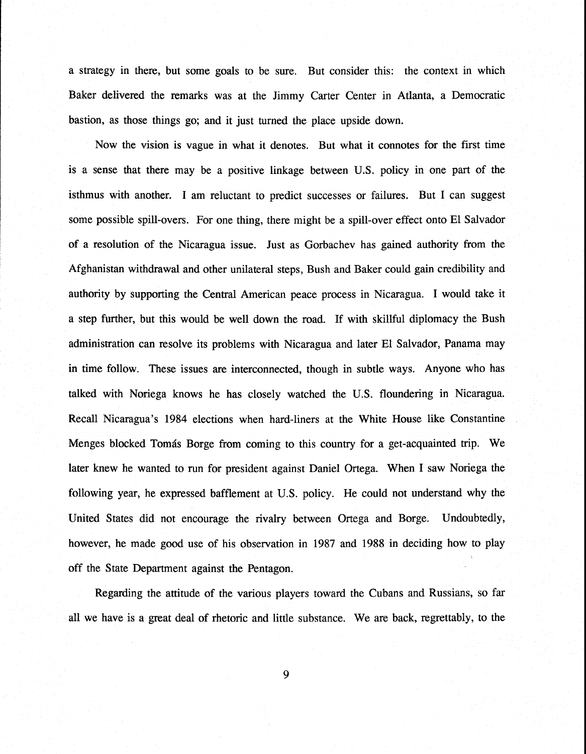a strategy in there, but some goals to be sure. But consider this: the context in which Baker delivered the remarks was at the Jimmy Carter Center in Atlanta, a Democratic bastion, as those things go; and it just turned the place upside down.

Now the vision is vague in what it denotes. But what it connotes for the first time is a sense that there may be a positive linkage between U.S. policy in one part of the isthmus with another. I am reluctant to predict successes or failures. But I can suggest some possible spill-overs. For one thing, there might be a spill-over effect onto El Salvador of a resolution of the Nicaragua issue. Just as Gorbachev has gained authority from the Afghanistan withdrawal and other unilateral steps, Bush and Baker could gain credibility and authority by supporting the Central American peace process in Nicaragua. I would take it a step further, but this would be well down the road. If with skillful diplomacy the Bush administration can resolve its problems with Nicaragua and later El Salvador, Panama may in time follow. These issues are interconnected, though in subtle ways. Anyone who has talked with Noriega knows he has closely watched the U.S. floundering in Nicaragua. Recall Nicaragua's 1984 elections when hard-liners at the White House like Constantine Menges blocked Tomás Borge from coming to this country for a get-acquainted trip. We later knew he wanted to run for president against Daniel Ortega. When I saw Noriega the following year, he expressed bafflement at U.S. policy. He could not understand why the United States did not encourage the rivalry between Ortega and Borge. Undoubtedly, however, he made good use of his observation in 1987 and 1988 in deciding how to play off the State Department against the Pentagon.

Regarding the attitude of the various players toward the Cubans and Russians, so far all we have is a great deal of rhetoric and little substance. We are back, regrettably, to the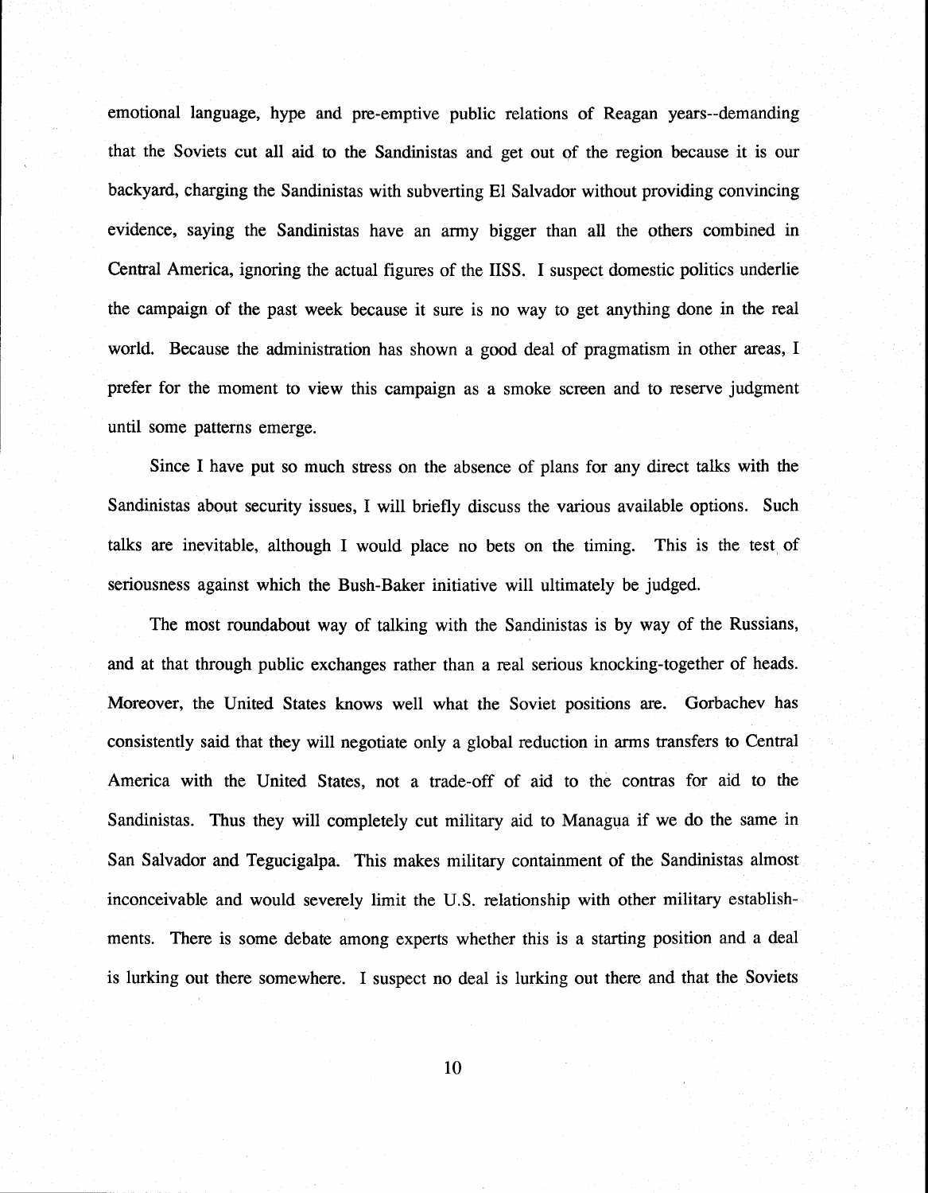emotional language, hype and pre-emptive public relations of Reagan years--demanding that the Soviets cut all aid to the Sandinistas and get out of the region because it is our backyard, charging the Sandinistas with subverting El Salvador without providing convincing evidence, saying the Sandinistas have an army bigger than all the others combined in Central America, ignoring the actual figures of the IISS. I suspect domestic politics underlie the campaign of the past week because it sure is no way to get anything done in the real world. Because the administration has shown a good deal of pragmatism in other areas, I prefer for the moment to view this campaign as a smoke screen and to reserve judgment until some patterns emerge.

Since I have put so much stress on the absence of plans for any direct talks with the Sandinistas about security issues, I will briefly discuss the various available options. Such talks are inevitable, although I would place no bets on the timing. This is the test of seriousness against which the Bush-Baker initiative will ultimately be judged.

The most roundabout way of talking with the Sandinistas is by way of the Russians, and at that through public exchanges rather than a real serious knocking-together of heads. Moreover, the United States knows well what the Soviet positions are. Gorbachev has consistently said that they will negotiate only a global reduction in arms transfers to Central America with the United States, not a trade-off of aid to the contras for aid to the Sandinistas. Thus they will completely cut military aid to Managua if we do the same in San Salvador and Tegucigalpa. This makes military containment of the Sandinistas almost inconceivable and would severely limit the U.S. relationship with other military establishments. There is some debate among experts whether this is a starting position and a deal is lurking out there somewhere. I suspect no deal is lurking out there and that the Soviets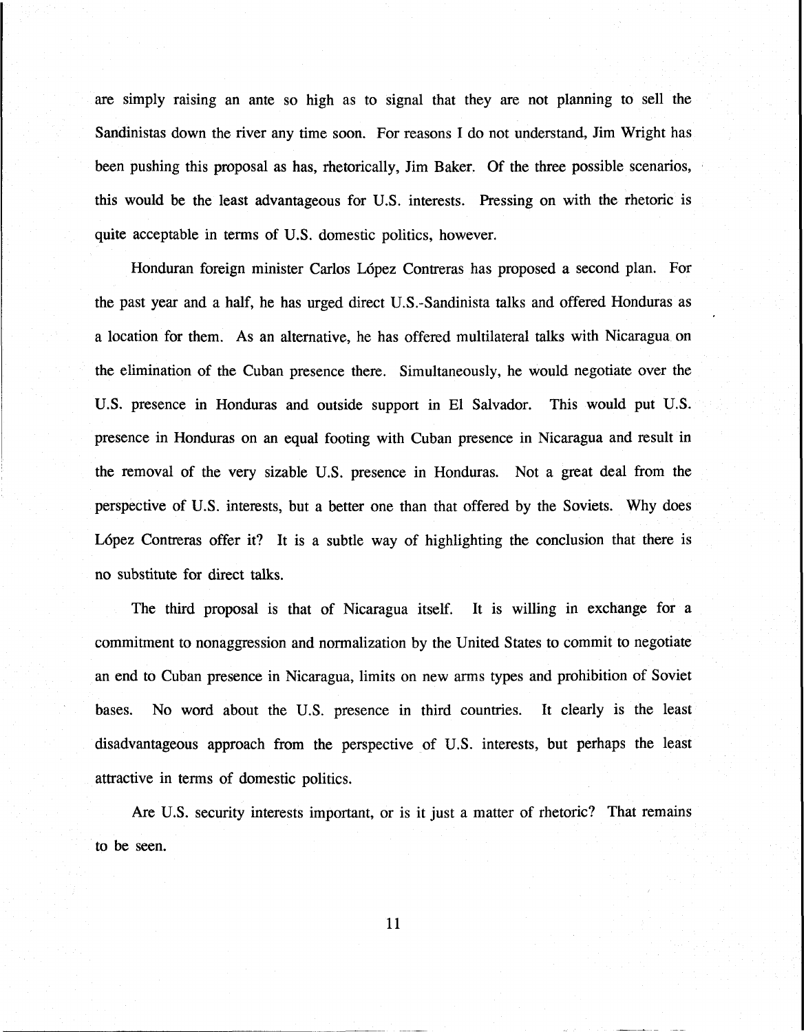are simply raising an ante so high as to signal that they are not planning to sell the Sandinistas down the river any time soon. For reasons I do not understand, Jim Wright has been pushing this proposal as has, rhetorically, Jim Baker. Of the three possible scenarios, this would be the least advantageous for U.S. interests. Pressing on with the rhetoric is quite acceptable in terms of U.S. domestic politics, however.

Honduran foreign minister Carlos López Contreras has proposed a second plan. For the past year and a half, he has urged direct U.S.-Sandinista talks and offered Honduras as a location for them. As an alternative, he has offered multilateral talks with Nicaragua on the elimination of the Cuban presence there. Simultaneously, he would negotiate over the U.S. presence in Honduras and outside support in El Salvador. This would put U.S. presence in Honduras on an equal footing with Cuban presence in Nicaragua and result in the removal of the very sizable U.S. presence in Honduras. Not a great deal from the perspective of U.S. interests, but a better one than that offered by the Soviets. Why does López Contreras offer it? It is a subtle way of highlighting the conclusion that there is no substitute for direct talks.

The third proposal is that of Nicaragua itself. It is willing in exchange for a commitment to nonaggression and normalization by the United States to commit to negotiate an end to Cuban presence in Nicaragua, limits on new arms types and prohibition of Soviet bases. No word about the U.S. presence in third countries. It clearly is the least disadvantageous approach from the perspective of U.S. interests, but perhaps the least attractive in terms of domestic politics.

Are U.S. security interests important, or is it just a matter of rhetoric? That remains to be seen.